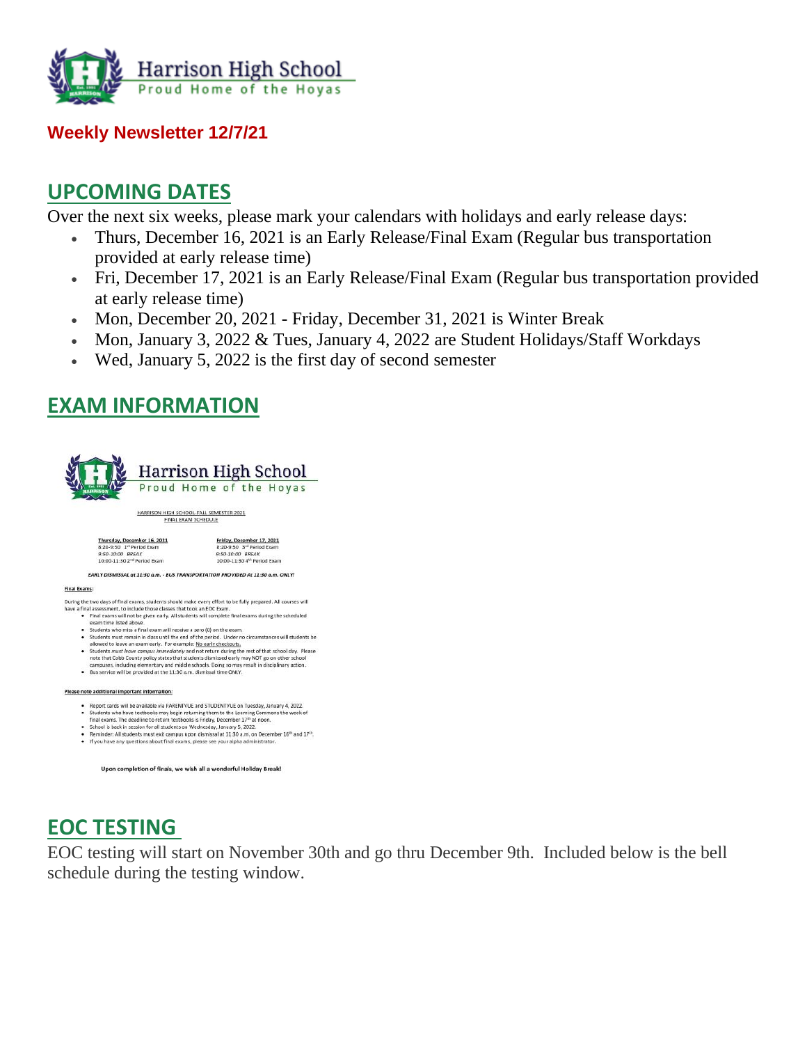# Harrison High School

Proud Home of the Hoyas

**Weekly Newsletter 12/7/21**

## UPCOMING DATES

Over the next six weeks, please mark your calendars with holidays and early release days:

- Thurs, December 16, 2021 is an Early Release/Final Exam (Regular bus transportation provided at early release time)
- Fri, December 17, 2021 is an Early Release/Final Exam (Regular bus transportation provided at early release time)
- Mon, December 20, 2021 - Friday, December 31, 2021 is Winter Break
- Mon, January 3, 2022 & Tues, January 4, 2022 are Student Holidays/Staff Workdays
- Wed, January 5, 2022 is the first day of second semester

## EXAM INFORMATION

Harrison High School

Proud Home of the Hoyas

HARRISON HIGH SCHOOL FALL SEMESTER 2021
FINAL EXAM SCHEDULE

| Thursday, December 16, 2021 | Friday, December 17, 2021 |
| --- | --- |
| 8:20-9:50 1st Period Exam | 8:20-9:50 3rd Period Exam |
| *9:50-10:00 BREAK* | *9:50-10:00 BREAK* |
| 10:00-11:30 2nd Period Exam | 10:00-11:30 4th Period Exam |

*EARLY DISMISSAL at 11:30 a.m. - BUS TRANSPORTATION PROVIDED At 11:30 a.m. ONLY!*

**Final Exams:**

During the two days of final exams, students should make every effort to be fully prepared. All courses will have a final assessment, to include those classes that took an EOC Exam.

- Final exams will not be given early. All students will complete final exams during the scheduled exam time listed above.
- Students who miss a final exam will receive a zero (0) on the exam.
- Students must remain in class until the end of the period. Under no circumstances will students be allowed to leave an exam early. For example: No early checkouts.
- Students *must leave campus immediately* and not return during the rest of that school day. Please note that Cobb County policy states that students dismissed early may NOT go on other school campuses, including elementary and middle schools. Doing so may result in disciplinary action.
- Bus service will be provided at the 11:30 a.m. dismissal time ONLY.

**Please note additional important information:**

- Report cards will be available via PARENTVUE and STUDENTVUE on Tuesday, January 4, 2022.
- Students who have textbooks may begin returning them to the Learning Commons the week of final exams. The deadline to return textbooks is Friday, December 17th at noon.
- School is back in session for all students on Wednesday, January 5, 2022.
- Reminder: All students must exit campus upon dismissal at 11:30 a.m. on December 16th and 17th.
- If you have any questions about final exams, please see your alpha administrator.

**Upon completion of finals, we wish all a wonderful Holiday Break!**

## EOC TESTING

EOC testing will start on November 30th and go thru December 9th. Included below is the bell schedule during the testing window.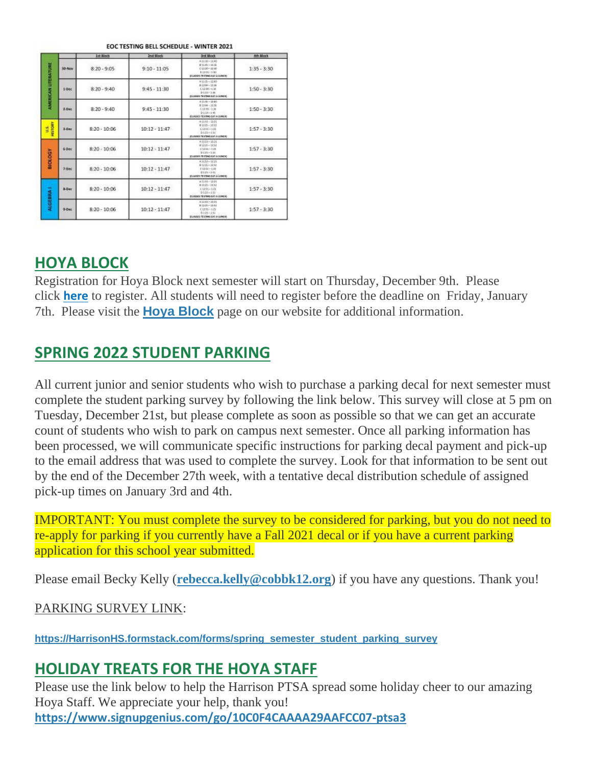**EOC TESTING BELL SCHEDULE - WINTER 2021**

| | | 1st Block | 2nd Block | 3rd Block | 4th Block |
|---|---|---|---|---|---|
| AMERICAN LITERATURE | 30-Nov | 8:20 - 9:05 | 9:10 - 11:05 | A 11:10 - 11:40<br>B 11:45 - 12:15<br>C 12:20 - 12:50<br>D 12:55 - 1:30<br>(CLASSES TESTING EAT A LUNCH) | 1:35 - 3:30 |
| | 1-Dec | 8:20 - 9:40 | 9:45 - 11:30 | A 11:35 - 12:00<br>B 12:04 - 12:35<br>C 12:39 - 1:10<br>D 1:14 - 1:45<br>(CLASSES TESTING EAT A LUNCH) | 1:50 - 3:30 |
| | 2-Dec | 8:20 - 9:40 | 9:45 - 11:30 | A 11:35 - 12:00<br>B 12:04 - 12:35<br>C 12:39 - 1:10<br>D 1:14 - 1:45<br>(CLASSES TESTING EAT A LUNCH) | 1:50 - 3:30 |
| U.S. HISTORY | 3-Dec | 8:20 - 10:06 | 10:12 - 11:47 | A 11:53 - 12:21<br>B 12:25 - 12:53<br>C 12:55 - 1:21<br>D 1:25 - 1:51<br>(CLASSES TESTING EAT A LUNCH) | 1:57 - 3:30 |
| BIOLOGY | 6-Dec | 8:20 - 10:06 | 10:12 - 11:47 | A 11:53 - 12:21<br>B 12:25 - 12:53<br>C 12:56 - 1:21<br>D 1:25 - 1:51<br>(CLASSES TESTING EAT A LUNCH) | 1:57 - 3:30 |
| | 7-Dec | 8:20 - 10:06 | 10:12 - 11:47 | A 11:53 - 12:21<br>B 12:25 - 12:53<br>C 12:56 - 1:21<br>D 1:25 - 1:51<br>(CLASSES TESTING EAT A LUNCH) | 1:57 - 3:30 |
| ALGEBRA I | 8-Dec | 8:20 - 10:06 | 10:12 - 11:47 | A 11:53 - 12:21<br>B 12:25 - 12:53<br>C 12:55 - 1:21<br>D 1:25 - 1:51<br>(CLASSES TESTING EAT A LUNCH) | 1:57 - 3:30 |
| | 9-Dec | 8:20 - 10:06 | 10:12 - 11:47 | A 11:53 - 12:21<br>B 12:25 - 12:53<br>C 12:55 - 1:21<br>D 1:25 - 1:51<br>(CLASSES TESTING EAT A LUNCH) | 1:57 - 3:30 |

## HOYA BLOCK

Registration for Hoya Block next semester will start on Thursday, December 9th. Please click **here** to register. All students will need to register before the deadline on Friday, January 7th. Please visit the **Hoya Block** page on our website for additional information.

## SPRING 2022 STUDENT PARKING

All current junior and senior students who wish to purchase a parking decal for next semester must complete the student parking survey by following the link below. This survey will close at 5 pm on Tuesday, December 21st, but please complete as soon as possible so that we can get an accurate count of students who wish to park on campus next semester. Once all parking information has been processed, we will communicate specific instructions for parking decal payment and pick-up to the email address that was used to complete the survey. Look for that information to be sent out by the end of the December 27th week, with a tentative decal distribution schedule of assigned pick-up times on January 3rd and 4th.

IMPORTANT: You must complete the survey to be considered for parking, but you do not need to re-apply for parking if you currently have a Fall 2021 decal or if you have a current parking application for this school year submitted.

Please email Becky Kelly (**rebecca.kelly@cobbk12.org**) if you have any questions. Thank you!

PARKING SURVEY LINK:

**https://HarrisonHS.formstack.com/forms/spring_semester_student_parking_survey**

## HOLIDAY TREATS FOR THE HOYA STAFF

Please use the link below to help the Harrison PTSA spread some holiday cheer to our amazing Hoya Staff. We appreciate your help, thank you!
**https://www.signupgenius.com/go/10C0F4CAAAA29AAFCC07-ptsa3**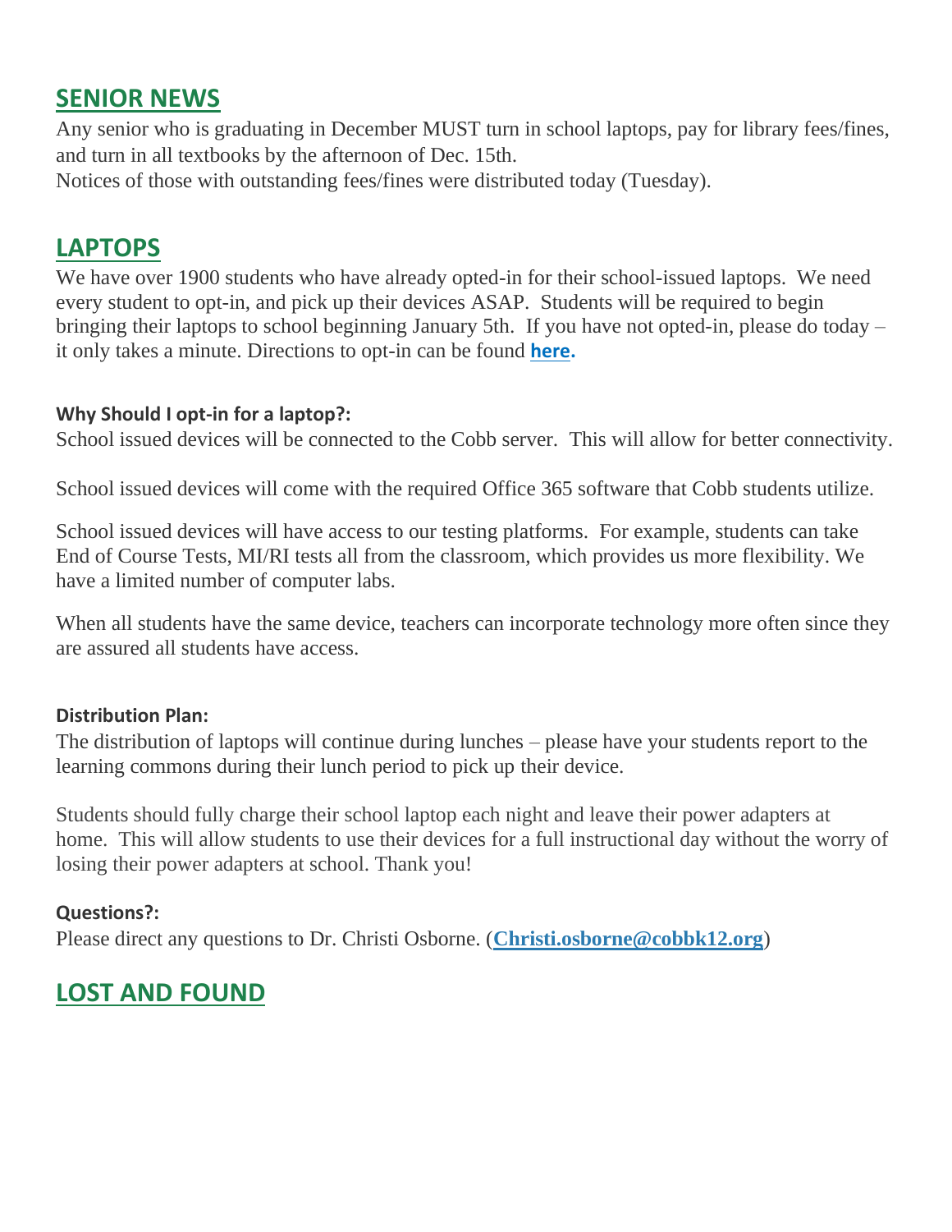## SENIOR NEWS

Any senior who is graduating in December MUST turn in school laptops, pay for library fees/fines, and turn in all textbooks by the afternoon of Dec. 15th.
Notices of those with outstanding fees/fines were distributed today (Tuesday).

## LAPTOPS

We have over 1900 students who have already opted-in for their school-issued laptops. We need every student to opt-in, and pick up their devices ASAP. Students will be required to begin bringing their laptops to school beginning January 5th. If you have not opted-in, please do today – it only takes a minute. Directions to opt-in can be found **here.**

### Why Should I opt-in for a laptop?:

School issued devices will be connected to the Cobb server. This will allow for better connectivity.

School issued devices will come with the required Office 365 software that Cobb students utilize.

School issued devices will have access to our testing platforms. For example, students can take End of Course Tests, MI/RI tests all from the classroom, which provides us more flexibility. We have a limited number of computer labs.

When all students have the same device, teachers can incorporate technology more often since they are assured all students have access.

### Distribution Plan:

The distribution of laptops will continue during lunches – please have your students report to the learning commons during their lunch period to pick up their device.

Students should fully charge their school laptop each night and leave their power adapters at home. This will allow students to use their devices for a full instructional day without the worry of losing their power adapters at school. Thank you!

### Questions?:

Please direct any questions to Dr. Christi Osborne. (**Christi.osborne@cobbk12.org**)

## LOST AND FOUND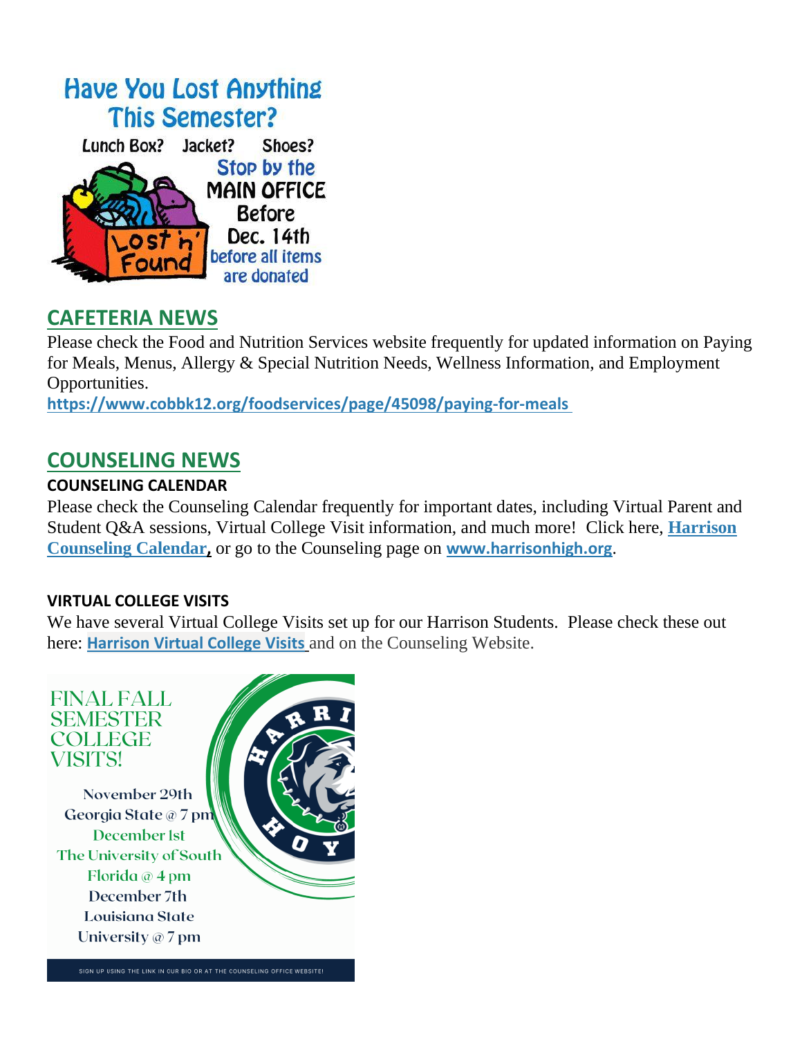## Have You Lost Anything This Semester?

Lunch Box? Jacket? Shoes?

Stop by the MAIN OFFICE Before Dec. 14th before all items are donated

Lost n' Found

## CAFETERIA NEWS

Please check the Food and Nutrition Services website frequently for updated information on Paying for Meals, Menus, Allergy & Special Nutrition Needs, Wellness Information, and Employment Opportunities.

**https://www.cobbk12.org/foodservices/page/45098/paying-for-meals**

## COUNSELING NEWS

### COUNSELING CALENDAR

Please check the Counseling Calendar frequently for important dates, including Virtual Parent and Student Q&A sessions, Virtual College Visit information, and much more! Click here, **Harrison Counseling Calendar**, or go to the Counseling page on **www.harrisonhigh.org**.

### VIRTUAL COLLEGE VISITS

We have several Virtual College Visits set up for our Harrison Students. Please check these out here: **Harrison Virtual College Visits** and on the Counseling Website.

FINAL FALL SEMESTER COLLEGE VISITS!

November 29th
Georgia State @ 7 pm

December 1st
The University of South Florida @ 4 pm

December 7th
Louisiana State University @ 7 pm

HARRISON HOY

SIGN UP USING THE LINK IN OUR BIO OR AT THE COUNSELING OFFICE WEBSITE!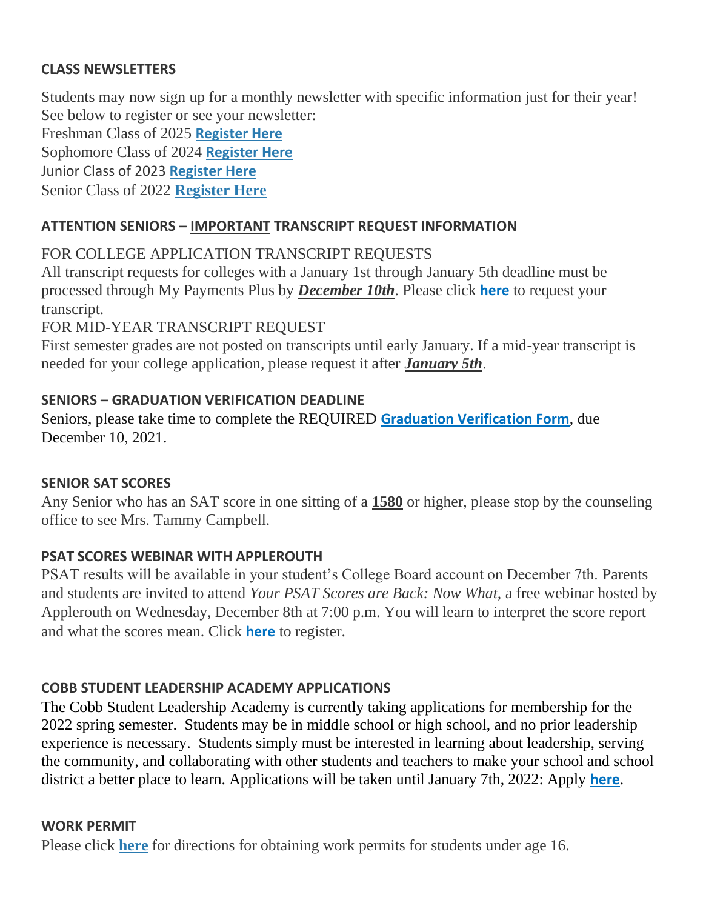### CLASS NEWSLETTERS

Students may now sign up for a monthly newsletter with specific information just for their year! See below to register or see your newsletter:
Freshman Class of 2025 **Register Here**
Sophomore Class of 2024 **Register Here**
Junior Class of 2023 **Register Here**
Senior Class of 2022 **Register Here**

### ATTENTION SENIORS – IMPORTANT TRANSCRIPT REQUEST INFORMATION

FOR COLLEGE APPLICATION TRANSCRIPT REQUESTS
All transcript requests for colleges with a January 1st through January 5th deadline must be processed through My Payments Plus by ***December 10th***. Please click **here** to request your transcript.
FOR MID-YEAR TRANSCRIPT REQUEST
First semester grades are not posted on transcripts until early January. If a mid-year transcript is needed for your college application, please request it after ***January 5th***.

### SENIORS – GRADUATION VERIFICATION DEADLINE

Seniors, please take time to complete the REQUIRED **Graduation Verification Form**, due December 10, 2021.

### SENIOR SAT SCORES

Any Senior who has an SAT score in one sitting of a **1580** or higher, please stop by the counseling office to see Mrs. Tammy Campbell.

### PSAT SCORES WEBINAR WITH APPLEROUTH

PSAT results will be available in your student's College Board account on December 7th. Parents and students are invited to attend *Your PSAT Scores are Back: Now What,* a free webinar hosted by Applerouth on Wednesday, December 8th at 7:00 p.m. You will learn to interpret the score report and what the scores mean. Click **here** to register.

### COBB STUDENT LEADERSHIP ACADEMY APPLICATIONS

The Cobb Student Leadership Academy is currently taking applications for membership for the 2022 spring semester. Students may be in middle school or high school, and no prior leadership experience is necessary. Students simply must be interested in learning about leadership, serving the community, and collaborating with other students and teachers to make your school and school district a better place to learn. Applications will be taken until January 7th, 2022: Apply **here**.

### WORK PERMIT

Please click **here** for directions for obtaining work permits for students under age 16.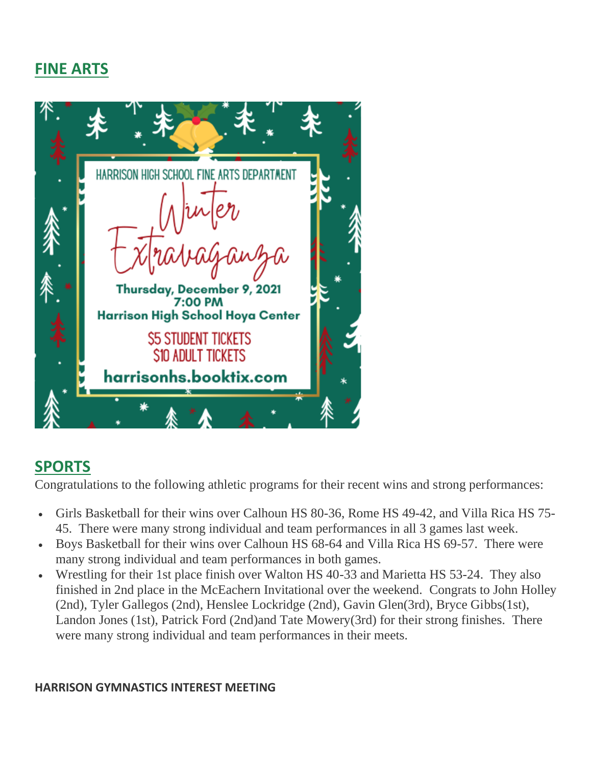## FINE ARTS

HARRISON HIGH SCHOOL FINE ARTS DEPARTMENT

Winter Extravaganza

Thursday, December 9, 2021
7:00 PM
Harrison High School Hoya Center

$5 STUDENT TICKETS
$10 ADULT TICKETS

harrisonhs.booktix.com

## SPORTS

Congratulations to the following athletic programs for their recent wins and strong performances:

- Girls Basketball for their wins over Calhoun HS 80-36, Rome HS 49-42, and Villa Rica HS 75-45. There were many strong individual and team performances in all 3 games last week.
- Boys Basketball for their wins over Calhoun HS 68-64 and Villa Rica HS 69-57. There were many strong individual and team performances in both games.
- Wrestling for their 1st place finish over Walton HS 40-33 and Marietta HS 53-24. They also finished in 2nd place in the McEachern Invitational over the weekend. Congrats to John Holley (2nd), Tyler Gallegos (2nd), Henslee Lockridge (2nd), Gavin Glen(3rd), Bryce Gibbs(1st), Landon Jones (1st), Patrick Ford (2nd)and Tate Mowery(3rd) for their strong finishes. There were many strong individual and team performances in their meets.

**HARRISON GYMNASTICS INTEREST MEETING**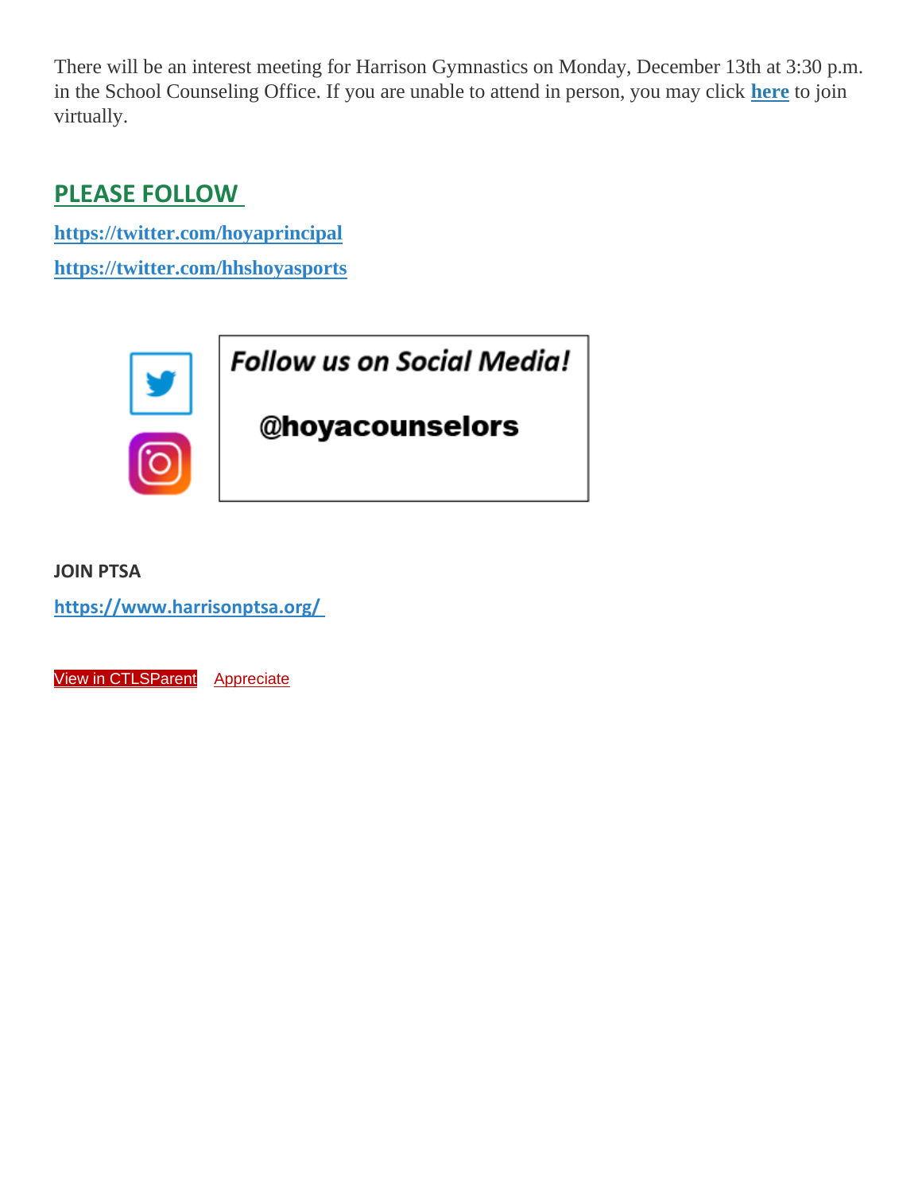There will be an interest meeting for Harrison Gymnastics on Monday, December 13th at 3:30 p.m. in the School Counseling Office. If you are unable to attend in person, you may click **here** to join virtually.

## PLEASE FOLLOW

**https://twitter.com/hoyaprincipal**

**https://twitter.com/hhshoyasports**

***Follow us on Social Media!***

**@hoyacounselors**

**JOIN PTSA**

**https://www.harrisonptsa.org/**

View in CTLSParent  Appreciate